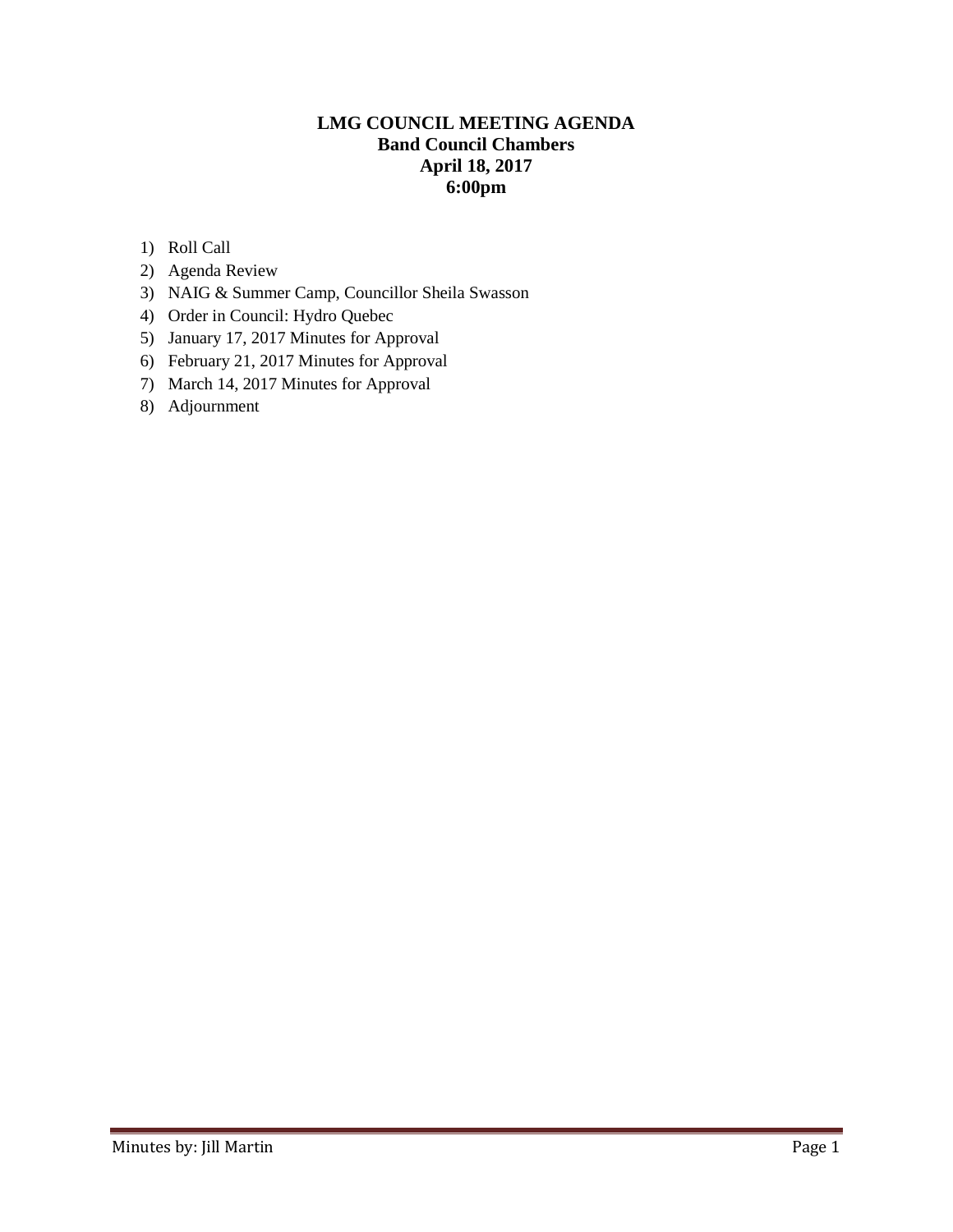# LMG COUNCIL MEETING AGENDA
## Band Council Chambers
## April 18, 2017
## 6:00pm

1) Roll Call
2) Agenda Review
3) NAIG & Summer Camp, Councillor Sheila Swasson
4) Order in Council: Hydro Quebec
5) January 17, 2017 Minutes for Approval
6) February 21, 2017 Minutes for Approval
7) March 14, 2017 Minutes for Approval
8) Adjournment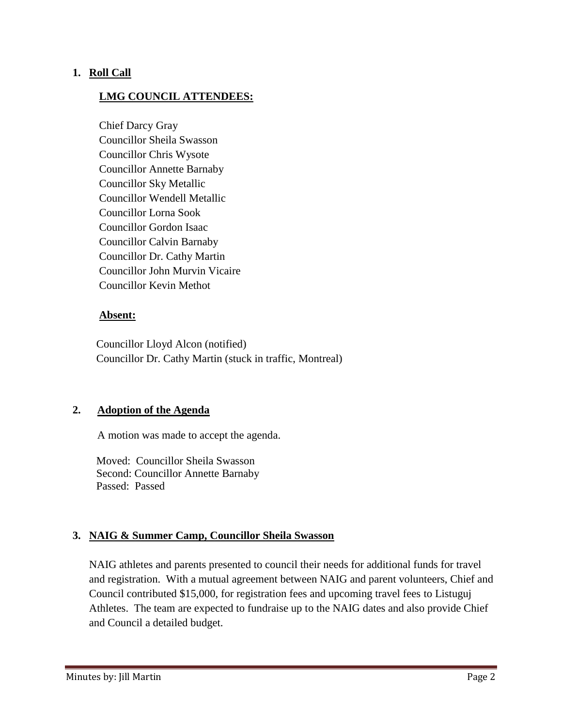1. **Roll Call**

   **LMG COUNCIL ATTENDEES:**

   Chief Darcy Gray
   Councillor Sheila Swasson
   Councillor Chris Wysote
   Councillor Annette Barnaby
   Councillor Sky Metallic
   Councillor Wendell Metallic
   Councillor Lorna Sook
   Councillor Gordon Isaac
   Councillor Calvin Barnaby
   Councillor Dr. Cathy Martin
   Councillor John Murvin Vicaire
   Councillor Kevin Methot

   **Absent:**

   Councillor Lloyd Alcon (notified)
   Councillor Dr. Cathy Martin (stuck in traffic, Montreal)

2. **Adoption of the Agenda**

   A motion was made to accept the agenda.

   Moved: Councillor Sheila Swasson
   Second: Councillor Annette Barnaby
   Passed: Passed

3. **NAIG & Summer Camp, Councillor Sheila Swasson**

   NAIG athletes and parents presented to council their needs for additional funds for travel and registration. With a mutual agreement between NAIG and parent volunteers, Chief and Council contributed $15,000, for registration fees and upcoming travel fees to Listuguj Athletes. The team are expected to fundraise up to the NAIG dates and also provide Chief and Council a detailed budget.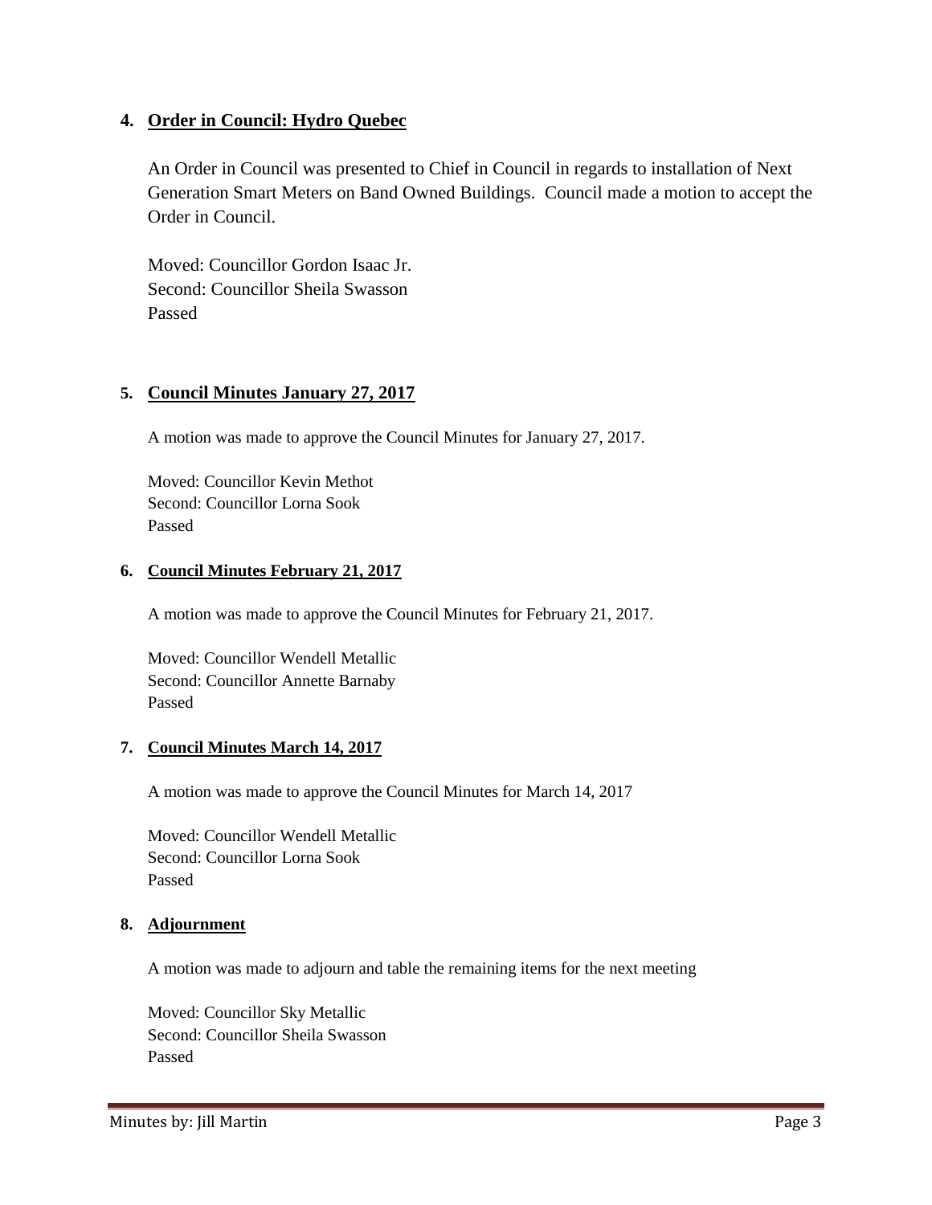4. **Order in Council: Hydro Quebec**

   An Order in Council was presented to Chief in Council in regards to installation of Next Generation Smart Meters on Band Owned Buildings. Council made a motion to accept the Order in Council.

   Moved: Councillor Gordon Isaac Jr.
   Second: Councillor Sheila Swasson
   Passed

5. **Council Minutes January 27, 2017**

   A motion was made to approve the Council Minutes for January 27, 2017.

   Moved: Councillor Kevin Methot
   Second: Councillor Lorna Sook
   Passed

6. **Council Minutes February 21, 2017**

   A motion was made to approve the Council Minutes for February 21, 2017.

   Moved: Councillor Wendell Metallic
   Second: Councillor Annette Barnaby
   Passed

7. **Council Minutes March 14, 2017**

   A motion was made to approve the Council Minutes for March 14, 2017

   Moved: Councillor Wendell Metallic
   Second: Councillor Lorna Sook
   Passed

8. **Adjournment**

   A motion was made to adjourn and table the remaining items for the next meeting

   Moved: Councillor Sky Metallic
   Second: Councillor Sheila Swasson
   Passed

Minutes by: Jill Martin